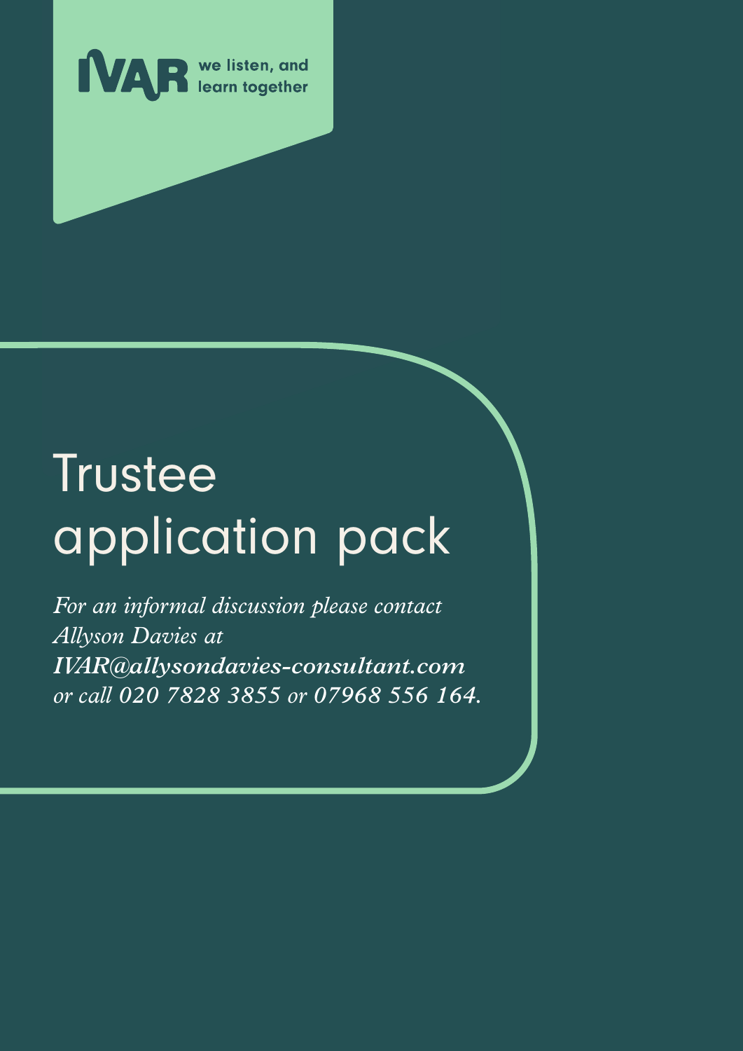IVAR we listen, and learn together

# Trustee application pack

*For an informal discussion please contact Allyson Davies at IVAR@allysondavies-consultant.com or call 020 7828 3855 or 07968 556 164.*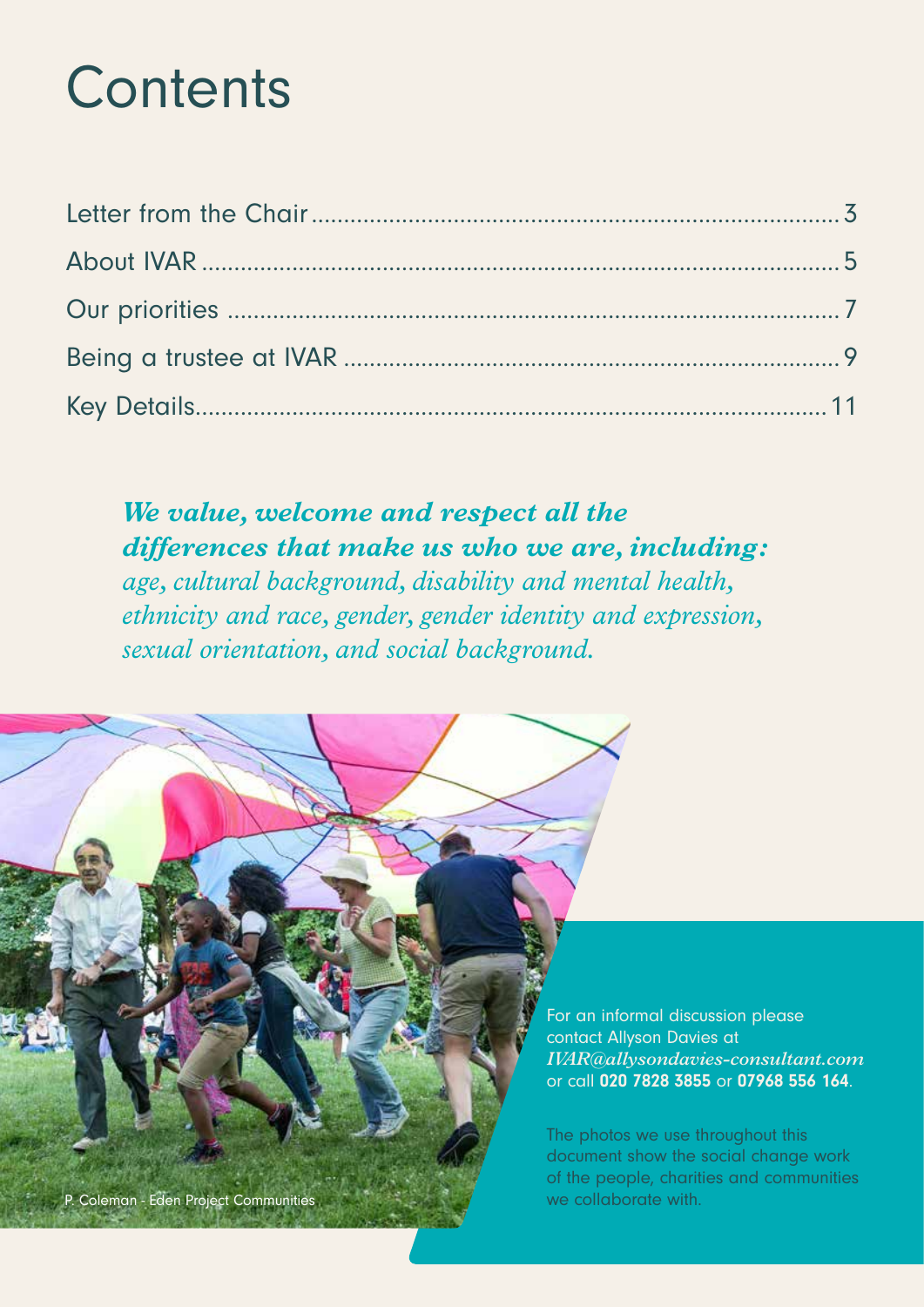# Contents

| | |
|---|---|
| Letter from the Chair | 3 |
| About IVAR | 5 |
| Our priorities | 7 |
| Being a trustee at IVAR | 9 |
| Key Details | 11 |

***We value, welcome and respect all the differences that make us who we are, including:*** *age, cultural background, disability and mental health, ethnicity and race, gender, gender identity and expression, sexual orientation, and social background.*

P. Coleman - Eden Project Communities

For an informal discussion please contact Allyson Davies at *IVAR@allysondavies-consultant.com* or call **020 7828 3855** or **07968 556 164**.

The photos we use throughout this document show the social change work of the people, charities and communities we collaborate with.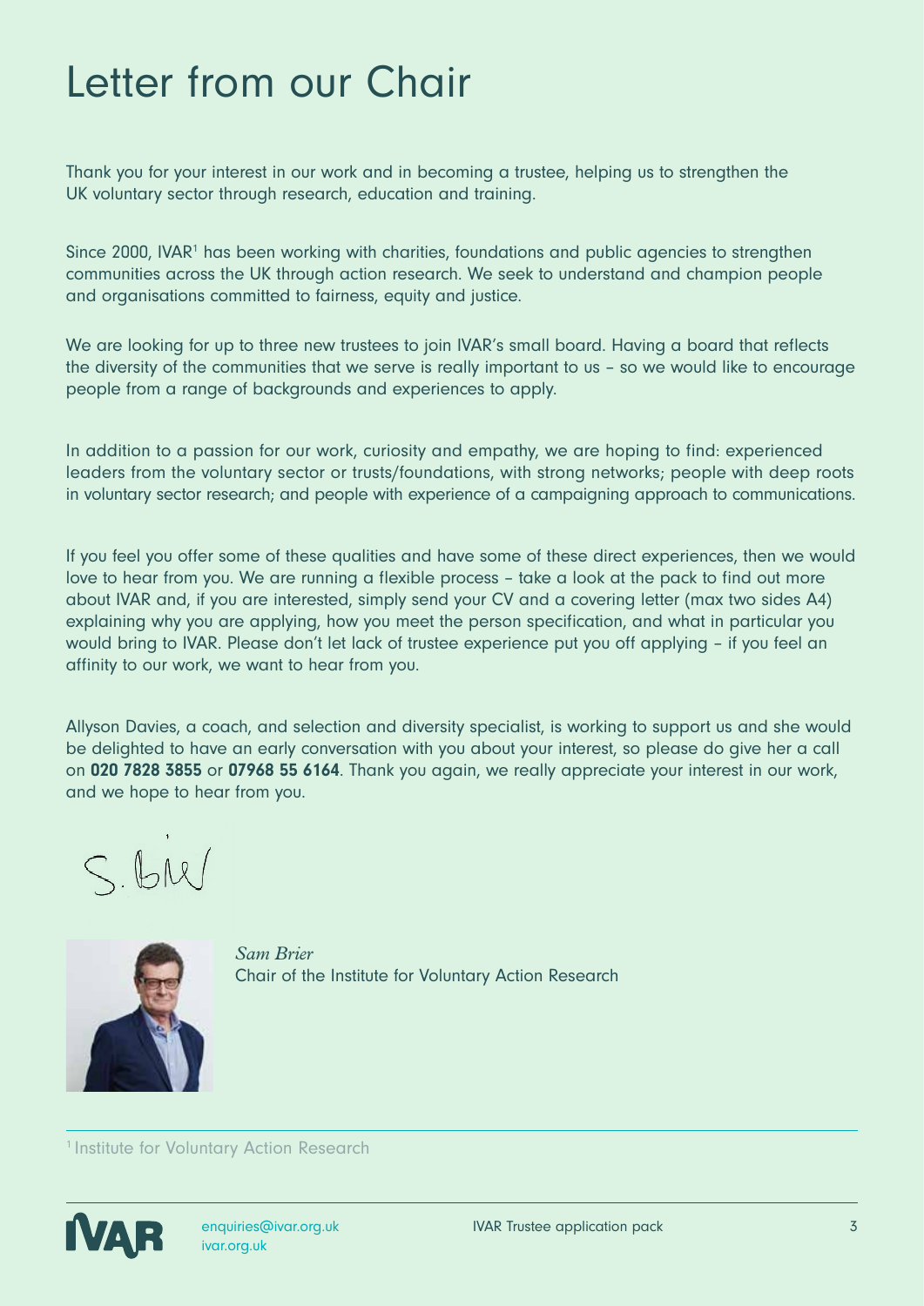# Letter from our Chair

Thank you for your interest in our work and in becoming a trustee, helping us to strengthen the UK voluntary sector through research, education and training.

Since 2000, IVAR[1] has been working with charities, foundations and public agencies to strengthen communities across the UK through action research. We seek to understand and champion people and organisations committed to fairness, equity and justice.

We are looking for up to three new trustees to join IVAR's small board. Having a board that reflects the diversity of the communities that we serve is really important to us – so we would like to encourage people from a range of backgrounds and experiences to apply.

In addition to a passion for our work, curiosity and empathy, we are hoping to find: experienced leaders from the voluntary sector or trusts/foundations, with strong networks; people with deep roots in voluntary sector research; and people with experience of a campaigning approach to communications.

If you feel you offer some of these qualities and have some of these direct experiences, then we would love to hear from you. We are running a flexible process – take a look at the pack to find out more about IVAR and, if you are interested, simply send your CV and a covering letter (max two sides A4) explaining why you are applying, how you meet the person specification, and what in particular you would bring to IVAR. Please don't let lack of trustee experience put you off applying – if you feel an affinity to our work, we want to hear from you.

Allyson Davies, a coach, and selection and diversity specialist, is working to support us and she would be delighted to have an early conversation with you about your interest, so please do give her a call on **020 7828 3855** or **07968 55 6164**. Thank you again, we really appreciate your interest in our work, and we hope to hear from you.

S. Brier

*Sam Brier*
Chair of the Institute for Voluntary Action Research

[1] Institute for Voluntary Action Research

enquiries@ivar.org.uk
ivar.org.uk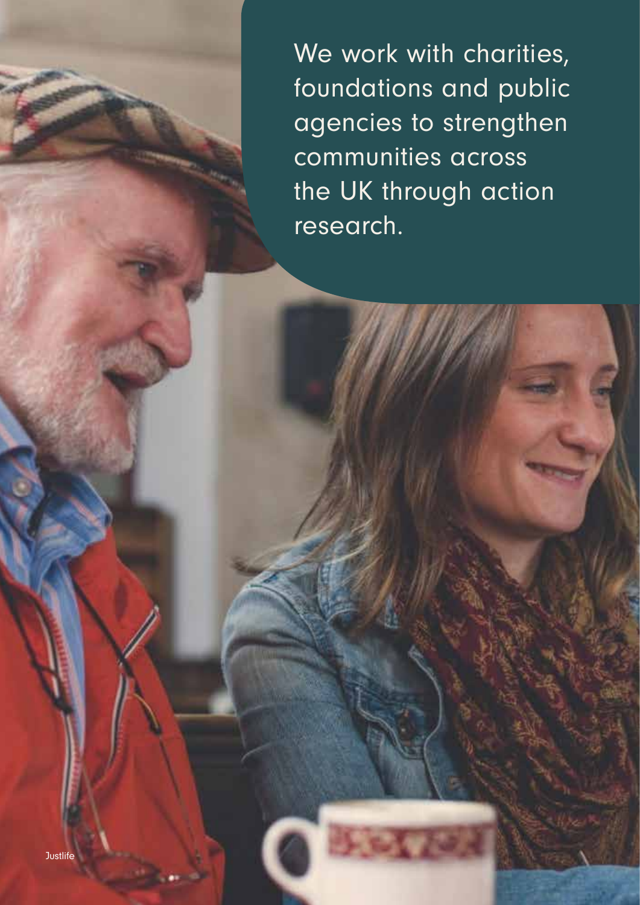We work with charities, foundations and public agencies to strengthen communities across the UK through action research.

Justlife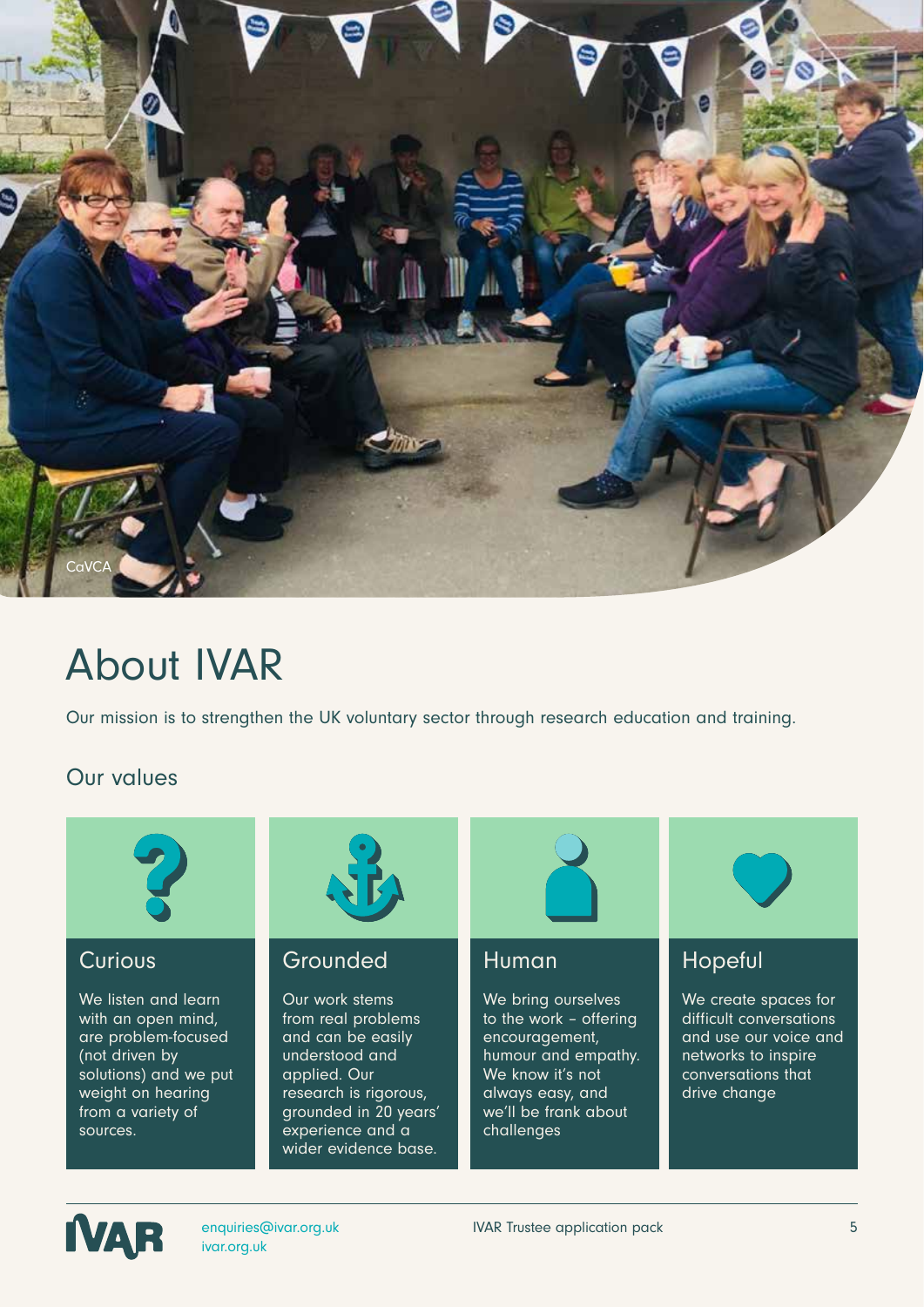CaVCA

# About IVAR

Our mission is to strengthen the UK voluntary sector through research education and training.

## Our values

### Curious

We listen and learn with an open mind, are problem-focused (not driven by solutions) and we put weight on hearing from a variety of sources.

### Grounded

Our work stems from real problems and can be easily understood and applied. Our research is rigorous, grounded in 20 years' experience and a wider evidence base.

### Human

We bring ourselves to the work – offering encouragement, humour and empathy. We know it's not always easy, and we'll be frank about challenges

### Hopeful

We create spaces for difficult conversations and use our voice and networks to inspire conversations that drive change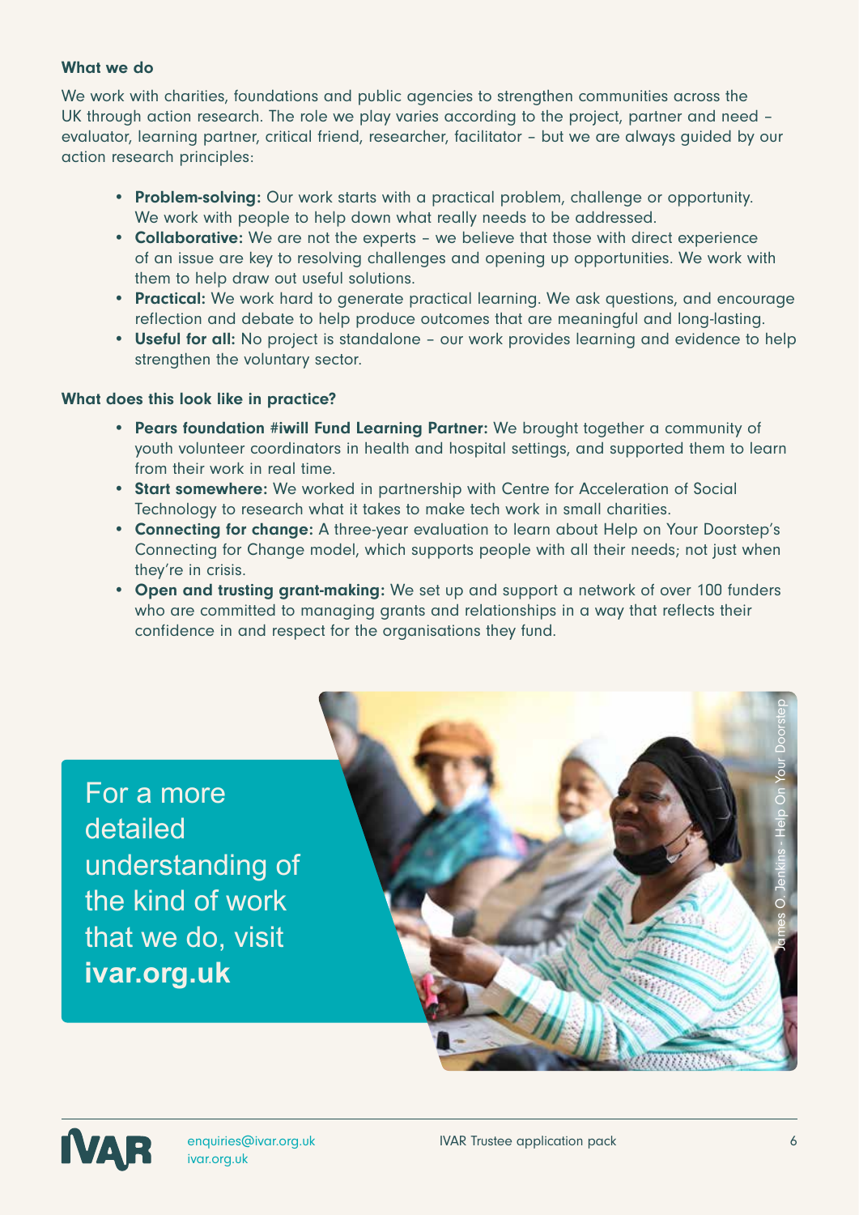### What we do

We work with charities, foundations and public agencies to strengthen communities across the UK through action research. The role we play varies according to the project, partner and need – evaluator, learning partner, critical friend, researcher, facilitator – but we are always guided by our action research principles:

- **Problem-solving:** Our work starts with a practical problem, challenge or opportunity. We work with people to help down what really needs to be addressed.
- **Collaborative:** We are not the experts – we believe that those with direct experience of an issue are key to resolving challenges and opening up opportunities. We work with them to help draw out useful solutions.
- **Practical:** We work hard to generate practical learning. We ask questions, and encourage reflection and debate to help produce outcomes that are meaningful and long-lasting.
- **Useful for all:** No project is standalone – our work provides learning and evidence to help strengthen the voluntary sector.

### What does this look like in practice?

- **Pears foundation #iwill Fund Learning Partner:** We brought together a community of youth volunteer coordinators in health and hospital settings, and supported them to learn from their work in real time.
- **Start somewhere:** We worked in partnership with Centre for Acceleration of Social Technology to research what it takes to make tech work in small charities.
- **Connecting for change:** A three-year evaluation to learn about Help on Your Doorstep's Connecting for Change model, which supports people with all their needs; not just when they're in crisis.
- **Open and trusting grant-making:** We set up and support a network of over 100 funders who are committed to managing grants and relationships in a way that reflects their confidence in and respect for the organisations they fund.

For a more detailed understanding of the kind of work that we do, visit **ivar.org.uk**

James O. Jenkins - Help On Your Doorstep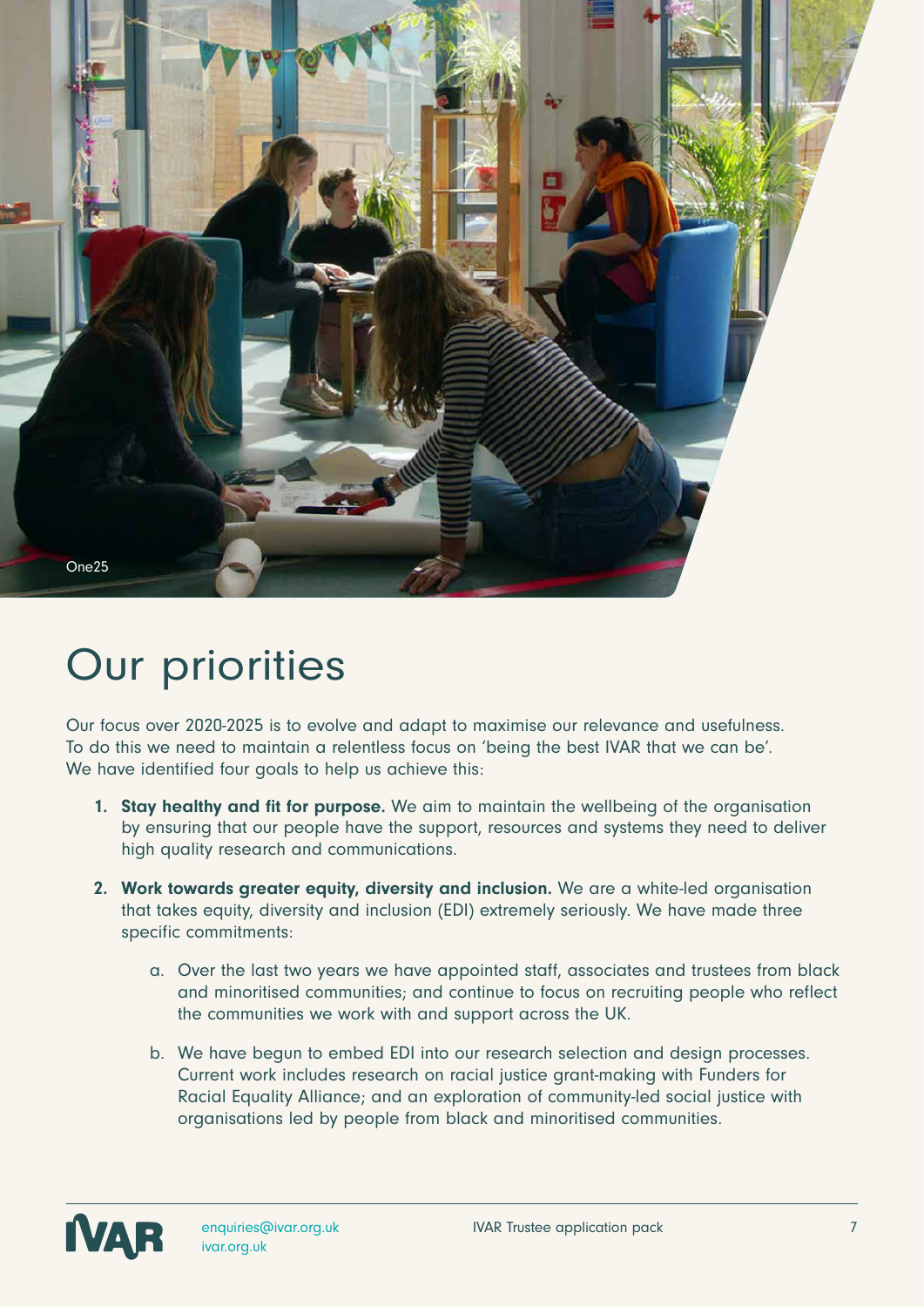One25

# Our priorities

Our focus over 2020-2025 is to evolve and adapt to maximise our relevance and usefulness. To do this we need to maintain a relentless focus on 'being the best IVAR that we can be'. We have identified four goals to help us achieve this:

1. **Stay healthy and fit for purpose.** We aim to maintain the wellbeing of the organisation by ensuring that our people have the support, resources and systems they need to deliver high quality research and communications.

2. **Work towards greater equity, diversity and inclusion.** We are a white-led organisation that takes equity, diversity and inclusion (EDI) extremely seriously. We have made three specific commitments:

    a. Over the last two years we have appointed staff, associates and trustees from black and minoritised communities; and continue to focus on recruiting people who reflect the communities we work with and support across the UK.

    b. We have begun to embed EDI into our research selection and design processes. Current work includes research on racial justice grant-making with Funders for Racial Equality Alliance; and an exploration of community-led social justice with organisations led by people from black and minoritised communities.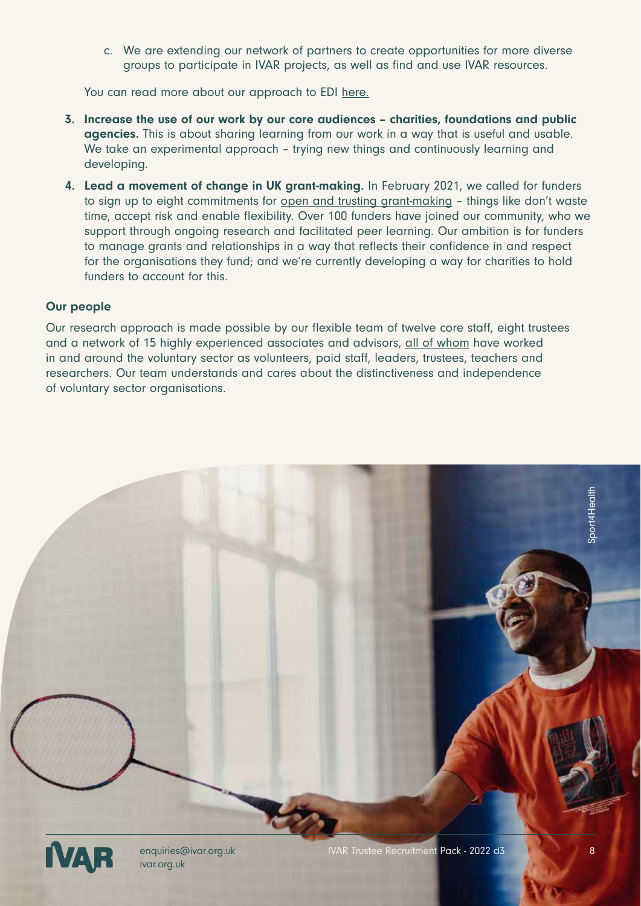c. We are extending our network of partners to create opportunities for more diverse groups to participate in IVAR projects, as well as find and use IVAR resources.

You can read more about our approach to EDI here.

3. **Increase the use of our work by our core audiences – charities, foundations and public agencies.** This is about sharing learning from our work in a way that is useful and usable. We take an experimental approach – trying new things and continuously learning and developing.
4. **Lead a movement of change in UK grant-making.** In February 2021, we called for funders to sign up to eight commitments for open and trusting grant-making – things like don't waste time, accept risk and enable flexibility. Over 100 funders have joined our community, who we support through ongoing research and facilitated peer learning. Our ambition is for funders to manage grants and relationships in a way that reflects their confidence in and respect for the organisations they fund; and we're currently developing a way for charities to hold funders to account for this.

**Our people**

Our research approach is made possible by our flexible team of twelve core staff, eight trustees and a network of 15 highly experienced associates and advisors, all of whom have worked in and around the voluntary sector as volunteers, paid staff, leaders, trustees, teachers and researchers. Our team understands and cares about the distinctiveness and independence of voluntary sector organisations.

Sport4Health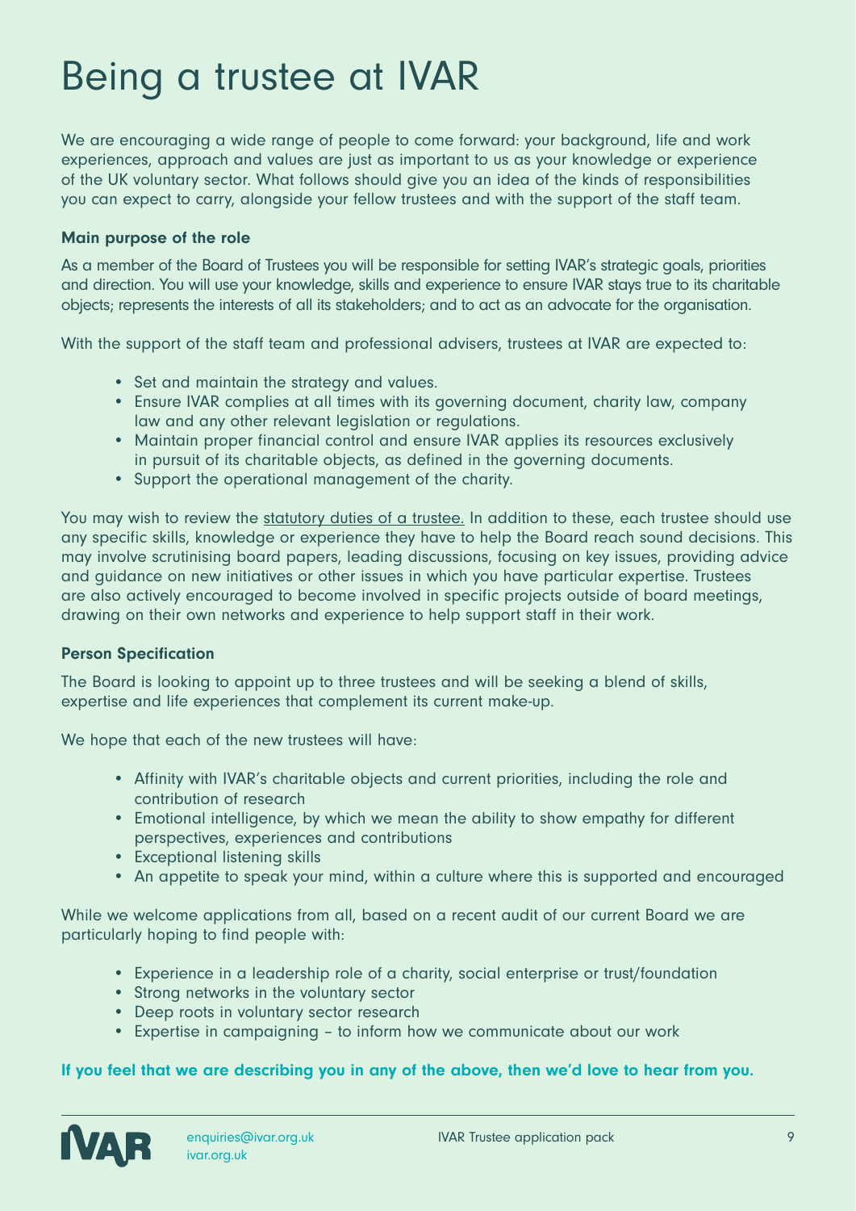# Being a trustee at IVAR

We are encouraging a wide range of people to come forward: your background, life and work experiences, approach and values are just as important to us as your knowledge or experience of the UK voluntary sector. What follows should give you an idea of the kinds of responsibilities you can expect to carry, alongside your fellow trustees and with the support of the staff team.

### Main purpose of the role

As a member of the Board of Trustees you will be responsible for setting IVAR's strategic goals, priorities and direction. You will use your knowledge, skills and experience to ensure IVAR stays true to its charitable objects; represents the interests of all its stakeholders; and to act as an advocate for the organisation.

With the support of the staff team and professional advisers, trustees at IVAR are expected to:

- Set and maintain the strategy and values.
- Ensure IVAR complies at all times with its governing document, charity law, company law and any other relevant legislation or regulations.
- Maintain proper financial control and ensure IVAR applies its resources exclusively in pursuit of its charitable objects, as defined in the governing documents.
- Support the operational management of the charity.

You may wish to review the statutory duties of a trustee. In addition to these, each trustee should use any specific skills, knowledge or experience they have to help the Board reach sound decisions. This may involve scrutinising board papers, leading discussions, focusing on key issues, providing advice and guidance on new initiatives or other issues in which you have particular expertise. Trustees are also actively encouraged to become involved in specific projects outside of board meetings, drawing on their own networks and experience to help support staff in their work.

### Person Specification

The Board is looking to appoint up to three trustees and will be seeking a blend of skills, expertise and life experiences that complement its current make-up.

We hope that each of the new trustees will have:

- Affinity with IVAR's charitable objects and current priorities, including the role and contribution of research
- Emotional intelligence, by which we mean the ability to show empathy for different perspectives, experiences and contributions
- Exceptional listening skills
- An appetite to speak your mind, within a culture where this is supported and encouraged

While we welcome applications from all, based on a recent audit of our current Board we are particularly hoping to find people with:

- Experience in a leadership role of a charity, social enterprise or trust/foundation
- Strong networks in the voluntary sector
- Deep roots in voluntary sector research
- Expertise in campaigning – to inform how we communicate about our work

**If you feel that we are describing you in any of the above, then we'd love to hear from you.**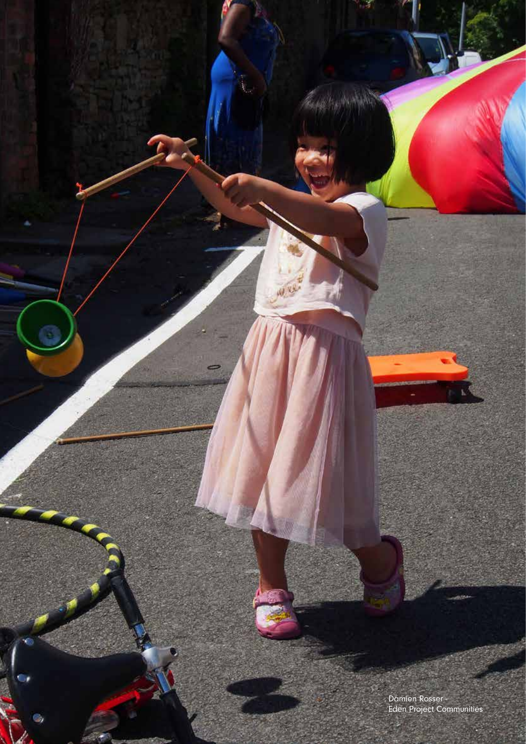Damien Rosser - Eden Project Communities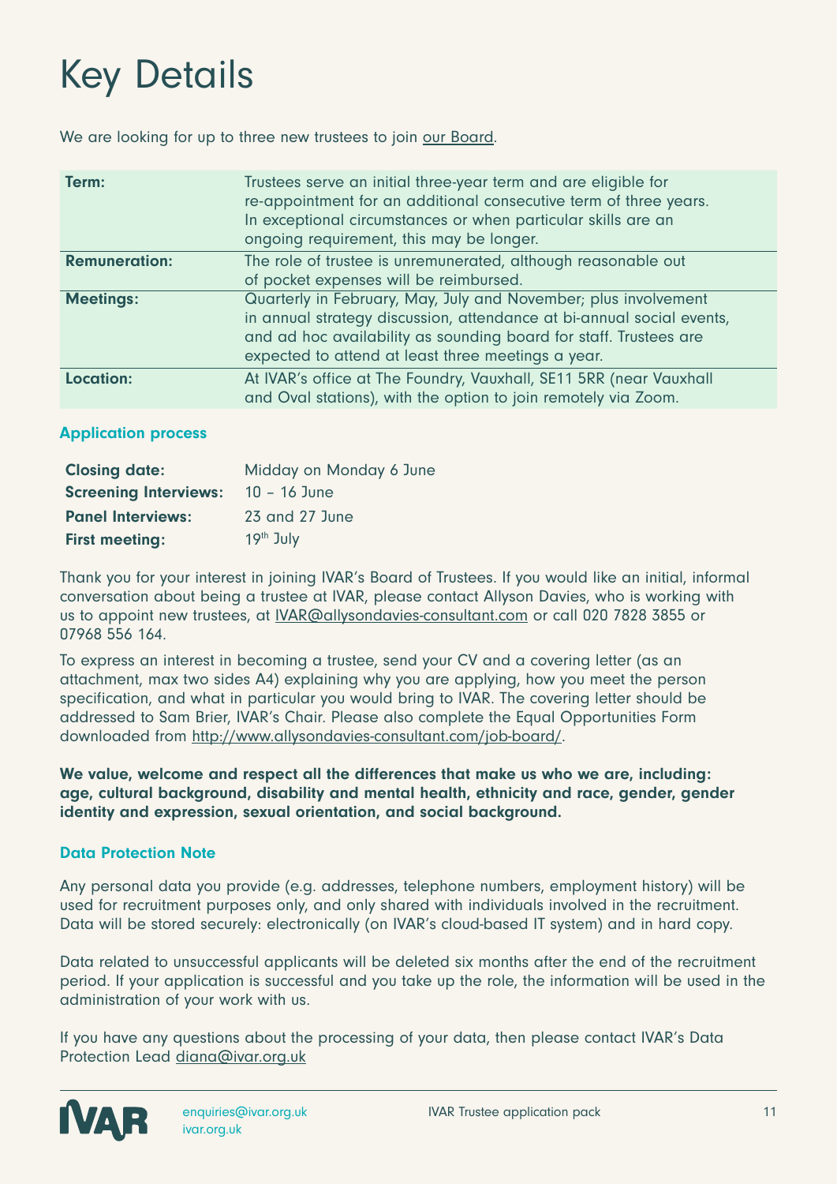# Key Details

We are looking for up to three new trustees to join our Board.

| | |
|---|---|
| **Term:** | Trustees serve an initial three-year term and are eligible for re-appointment for an additional consecutive term of three years. In exceptional circumstances or when particular skills are an ongoing requirement, this may be longer. |
| **Remuneration:** | The role of trustee is unremunerated, although reasonable out of pocket expenses will be reimbursed. |
| **Meetings:** | Quarterly in February, May, July and November; plus involvement in annual strategy discussion, attendance at bi-annual social events, and ad hoc availability as sounding board for staff. Trustees are expected to attend at least three meetings a year. |
| **Location:** | At IVAR's office at The Foundry, Vauxhall, SE11 5RR (near Vauxhall and Oval stations), with the option to join remotely via Zoom. |

### Application process

| | |
|---|---|
| **Closing date:** | Midday on Monday 6 June |
| **Screening Interviews:** | 10 – 16 June |
| **Panel Interviews:** | 23 and 27 June |
| **First meeting:** | 19th July |

Thank you for your interest in joining IVAR's Board of Trustees. If you would like an initial, informal conversation about being a trustee at IVAR, please contact Allyson Davies, who is working with us to appoint new trustees, at IVAR@allysondavies-consultant.com or call 020 7828 3855 or 07968 556 164.

To express an interest in becoming a trustee, send your CV and a covering letter (as an attachment, max two sides A4) explaining why you are applying, how you meet the person specification, and what in particular you would bring to IVAR. The covering letter should be addressed to Sam Brier, IVAR's Chair. Please also complete the Equal Opportunities Form downloaded from http://www.allysondavies-consultant.com/job-board/.

**We value, welcome and respect all the differences that make us who we are, including: age, cultural background, disability and mental health, ethnicity and race, gender, gender identity and expression, sexual orientation, and social background.**

### Data Protection Note

Any personal data you provide (e.g. addresses, telephone numbers, employment history) will be used for recruitment purposes only, and only shared with individuals involved in the recruitment. Data will be stored securely: electronically (on IVAR's cloud-based IT system) and in hard copy.

Data related to unsuccessful applicants will be deleted six months after the end of the recruitment period. If your application is successful and you take up the role, the information will be used in the administration of your work with us.

If you have any questions about the processing of your data, then please contact IVAR's Data Protection Lead diana@ivar.org.uk